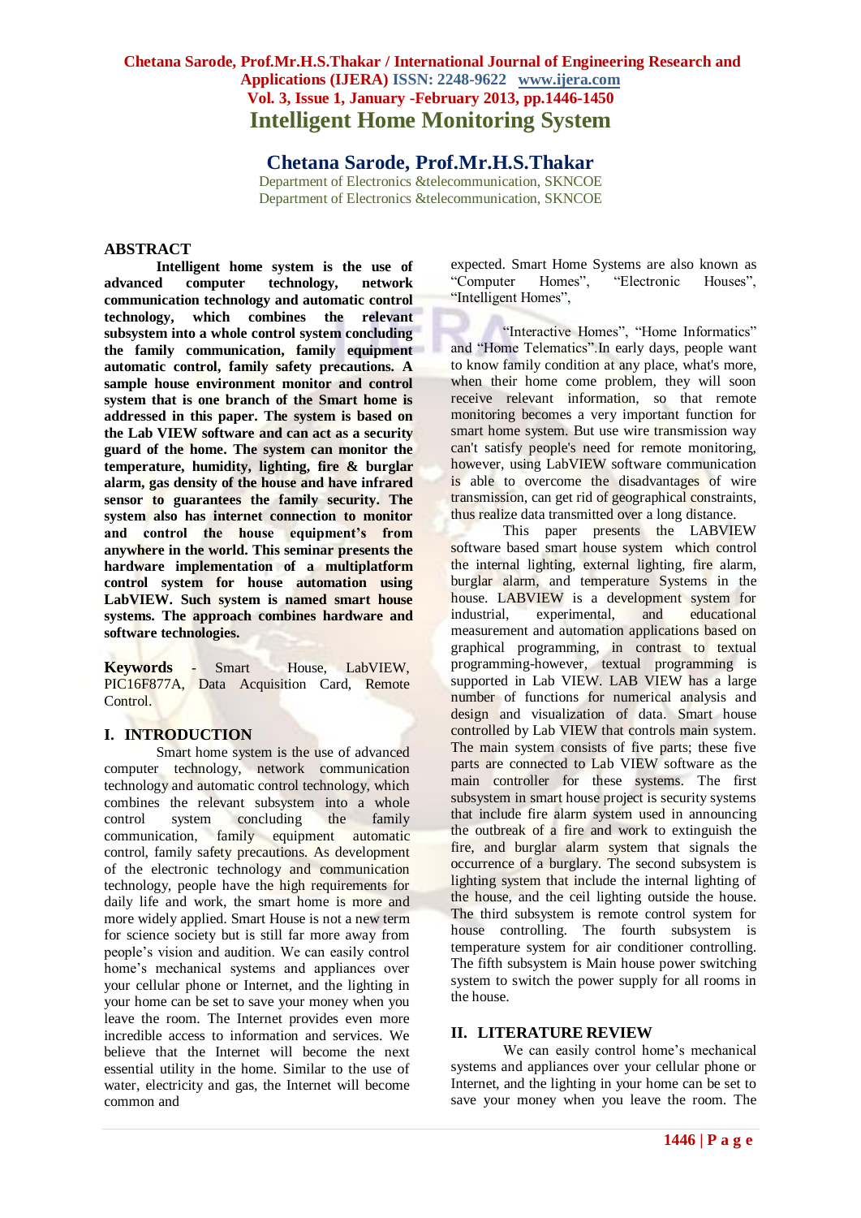# Intelligent Home Monitoring System

## Chetana Sarode, Prof.Mr.H.S.Thakar

Department of Electronics &telecommunication, SKNCOE
Department of Electronics &telecommunication, SKNCOE

## ABSTRACT

**Intelligent home system is the use of advanced computer technology, network communication technology and automatic control technology, which combines the relevant subsystem into a whole control system concluding the family communication, family equipment automatic control, family safety precautions. A sample house environment monitor and control system that is one branch of the Smart home is addressed in this paper. The system is based on the Lab VIEW software and can act as a security guard of the home. The system can monitor the temperature, humidity, lighting, fire & burglar alarm, gas density of the house and have infrared sensor to guarantees the family security. The system also has internet connection to monitor and control the house equipment's from anywhere in the world. This seminar presents the hardware implementation of a multiplatform control system for house automation using LabVIEW. Such system is named smart house systems. The approach combines hardware and software technologies.**

**Keywords** - Smart House, LabVIEW, PIC16F877A, Data Acquisition Card, Remote Control.

## I. INTRODUCTION

Smart home system is the use of advanced computer technology, network communication technology and automatic control technology, which combines the relevant subsystem into a whole control system concluding the family communication, family equipment automatic control, family safety precautions. As development of the electronic technology and communication technology, people have the high requirements for daily life and work, the smart home is more and more widely applied. Smart House is not a new term for science society but is still far more away from people's vision and audition. We can easily control home's mechanical systems and appliances over your cellular phone or Internet, and the lighting in your home can be set to save your money when you leave the room. The Internet provides even more incredible access to information and services. We believe that the Internet will become the next essential utility in the home. Similar to the use of water, electricity and gas, the Internet will become common and expected. Smart Home Systems are also known as "Computer Homes", "Electronic Houses", "Intelligent Homes",

"Interactive Homes", "Home Informatics" and "Home Telematics".In early days, people want to know family condition at any place, what's more, when their home come problem, they will soon receive relevant information, so that remote monitoring becomes a very important function for smart home system. But use wire transmission way can't satisfy people's need for remote monitoring, however, using LabVIEW software communication is able to overcome the disadvantages of wire transmission, can get rid of geographical constraints, thus realize data transmitted over a long distance.

This paper presents the LABVIEW software based smart house system which control the internal lighting, external lighting, fire alarm, burglar alarm, and temperature Systems in the house. LABVIEW is a development system for industrial, experimental, and educational measurement and automation applications based on graphical programming, in contrast to textual programming-however, textual programming is supported in Lab VIEW. LAB VIEW has a large number of functions for numerical analysis and design and visualization of data. Smart house controlled by Lab VIEW that controls main system. The main system consists of five parts; these five parts are connected to Lab VIEW software as the main controller for these systems. The first subsystem in smart house project is security systems that include fire alarm system used in announcing the outbreak of a fire and work to extinguish the fire, and burglar alarm system that signals the occurrence of a burglary. The second subsystem is lighting system that include the internal lighting of the house, and the ceil lighting outside the house. The third subsystem is remote control system for house controlling. The fourth subsystem is temperature system for air conditioner controlling. The fifth subsystem is Main house power switching system to switch the power supply for all rooms in the house.

## II. LITERATURE REVIEW

We can easily control home's mechanical systems and appliances over your cellular phone or Internet, and the lighting in your home can be set to save your money when you leave the room. The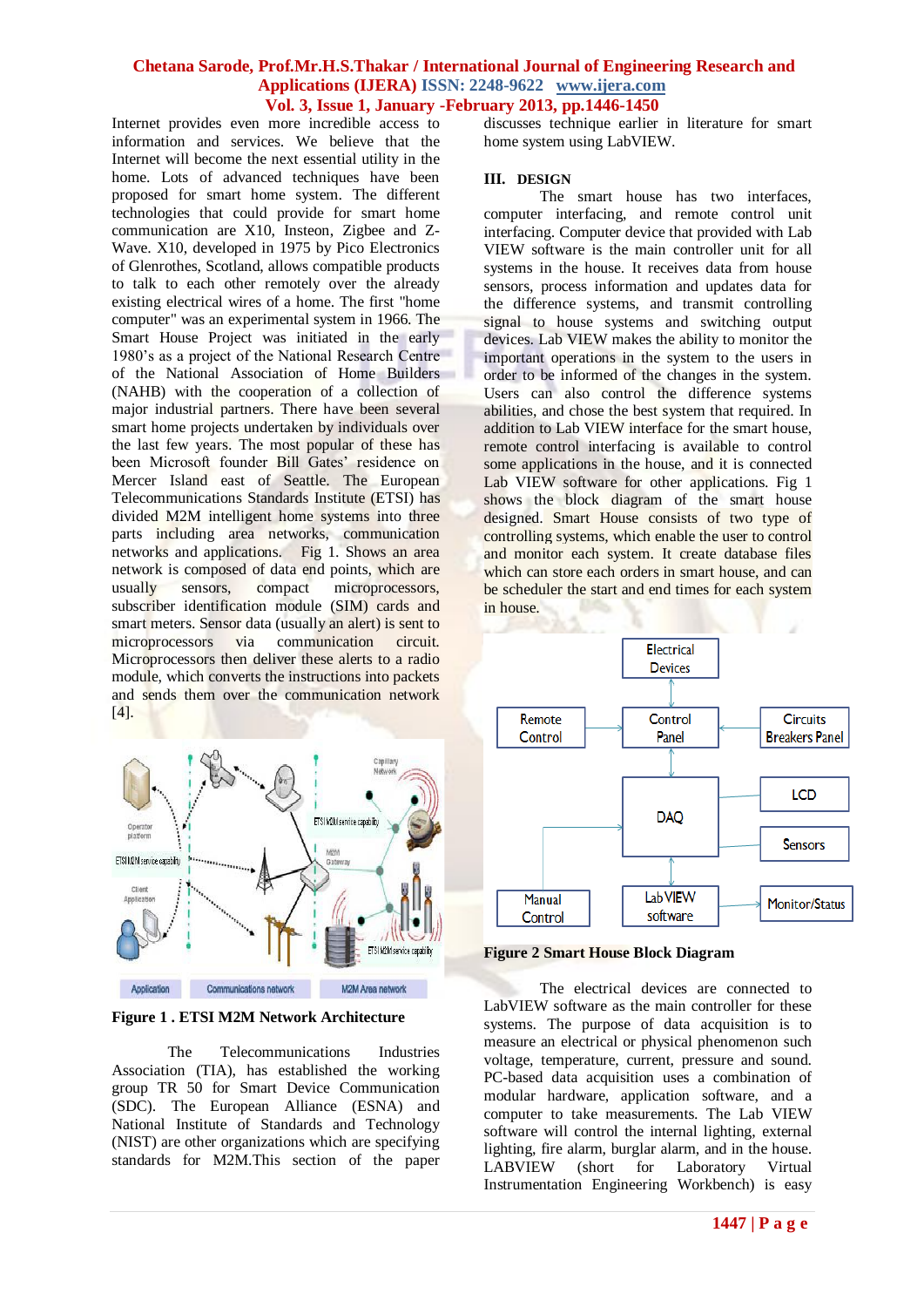Internet provides even more incredible access to information and services. We believe that the Internet will become the next essential utility in the home. Lots of advanced techniques have been proposed for smart home system. The different technologies that could provide for smart home communication are X10, Insteon, Zigbee and Z-Wave. X10, developed in 1975 by Pico Electronics of Glenrothes, Scotland, allows compatible products to talk to each other remotely over the already existing electrical wires of a home. The first "home computer" was an experimental system in 1966. The Smart House Project was initiated in the early 1980's as a project of the National Research Centre of the National Association of Home Builders (NAHB) with the cooperation of a collection of major industrial partners. There have been several smart home projects undertaken by individuals over the last few years. The most popular of these has been Microsoft founder Bill Gates' residence on Mercer Island east of Seattle. The European Telecommunications Standards Institute (ETSI) has divided M2M intelligent home systems into three parts including area networks, communication networks and applications. Fig 1. Shows an area network is composed of data end points, which are usually sensors, compact microprocessors, subscriber identification module (SIM) cards and smart meters. Sensor data (usually an alert) is sent to microprocessors via communication circuit. Microprocessors then deliver these alerts to a radio module, which converts the instructions into packets and sends them over the communication network [4].

**Figure 1 . ETSI M2M Network Architecture**

The Telecommunications Industries Association (TIA), has established the working group TR 50 for Smart Device Communication (SDC). The European Alliance (ESNA) and National Institute of Standards and Technology (NIST) are other organizations which are specifying standards for M2M.This section of the paper discusses technique earlier in literature for smart home system using LabVIEW.

## III. DESIGN

The smart house has two interfaces, computer interfacing, and remote control unit interfacing. Computer device that provided with Lab VIEW software is the main controller unit for all systems in the house. It receives data from house sensors, process information and updates data for the difference systems, and transmit controlling signal to house systems and switching output devices. Lab VIEW makes the ability to monitor the important operations in the system to the users in order to be informed of the changes in the system. Users can also control the difference systems abilities, and chose the best system that required. In addition to Lab VIEW interface for the smart house, remote control interfacing is available to control some applications in the house, and it is connected Lab VIEW software for other applications. Fig 1 shows the block diagram of the smart house designed. Smart House consists of two type of controlling systems, which enable the user to control and monitor each system. It create database files which can store each orders in smart house, and can be scheduler the start and end times for each system in house.

**Figure 2 Smart House Block Diagram**

The electrical devices are connected to LabVIEW software as the main controller for these systems. The purpose of data acquisition is to measure an electrical or physical phenomenon such voltage, temperature, current, pressure and sound. PC-based data acquisition uses a combination of modular hardware, application software, and a computer to take measurements. The Lab VIEW software will control the internal lighting, external lighting, fire alarm, burglar alarm, and in the house. LABVIEW (short for Laboratory Virtual Instrumentation Engineering Workbench) is easy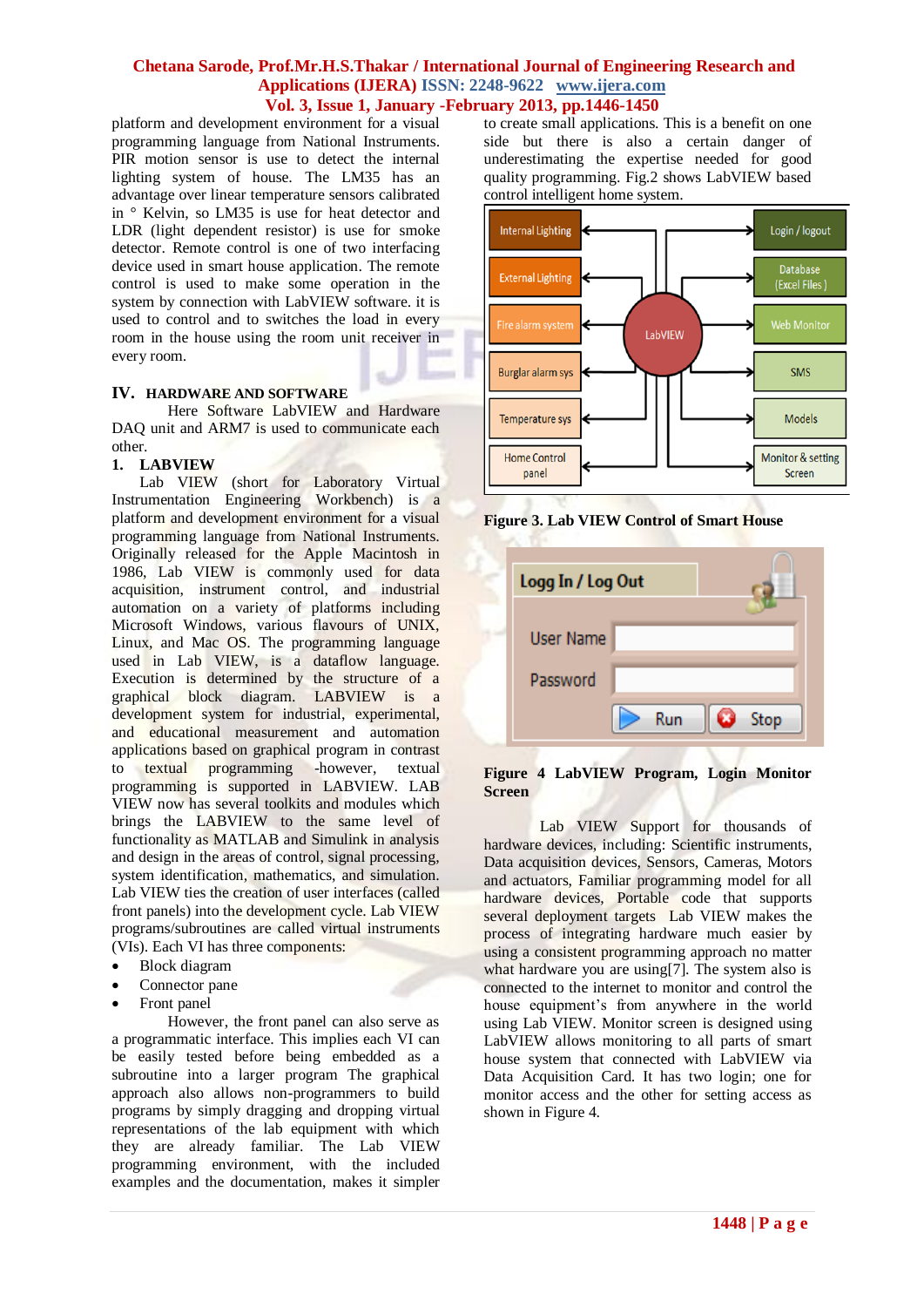platform and development environment for a visual programming language from National Instruments. PIR motion sensor is use to detect the internal lighting system of house. The LM35 has an advantage over linear temperature sensors calibrated in ° Kelvin, so LM35 is use for heat detector and LDR (light dependent resistor) is use for smoke detector. Remote control is one of two interfacing device used in smart house application. The remote control is used to make some operation in the system by connection with LabVIEW software. it is used to control and to switches the load in every room in the house using the room unit receiver in every room.

## IV. HARDWARE AND SOFTWARE

Here Software LabVIEW and Hardware DAQ unit and ARM7 is used to communicate each other.

### 1. LABVIEW

Lab VIEW (short for Laboratory Virtual Instrumentation Engineering Workbench) is a platform and development environment for a visual programming language from National Instruments. Originally released for the Apple Macintosh in 1986, Lab VIEW is commonly used for data acquisition, instrument control, and industrial automation on a variety of platforms including Microsoft Windows, various flavours of UNIX, Linux, and Mac OS. The programming language used in Lab VIEW, is a dataflow language. Execution is determined by the structure of a graphical block diagram. LABVIEW is a development system for industrial, experimental, and educational measurement and automation applications based on graphical program in contrast to textual programming -however, textual programming is supported in LABVIEW. LAB VIEW now has several toolkits and modules which brings the LABVIEW to the same level of functionality as MATLAB and Simulink in analysis and design in the areas of control, signal processing, system identification, mathematics, and simulation. Lab VIEW ties the creation of user interfaces (called front panels) into the development cycle. Lab VIEW programs/subroutines are called virtual instruments (VIs). Each VI has three components:

- Block diagram
- Connector pane
- Front panel

However, the front panel can also serve as a programmatic interface. This implies each VI can be easily tested before being embedded as a subroutine into a larger program The graphical approach also allows non-programmers to build programs by simply dragging and dropping virtual representations of the lab equipment with which they are already familiar. The Lab VIEW programming environment, with the included examples and the documentation, makes it simpler to create small applications. This is a benefit on one side but there is also a certain danger of underestimating the expertise needed for good quality programming. Fig.2 shows LabVIEW based control intelligent home system.

**Figure 3. Lab VIEW Control of Smart House**

**Figure 4 LabVIEW Program, Login Monitor Screen**

Lab VIEW Support for thousands of hardware devices, including: Scientific instruments, Data acquisition devices, Sensors, Cameras, Motors and actuators, Familiar programming model for all hardware devices, Portable code that supports several deployment targets Lab VIEW makes the process of integrating hardware much easier by using a consistent programming approach no matter what hardware you are using[7]. The system also is connected to the internet to monitor and control the house equipment's from anywhere in the world using Lab VIEW. Monitor screen is designed using LabVIEW allows monitoring to all parts of smart house system that connected with LabVIEW via Data Acquisition Card. It has two login; one for monitor access and the other for setting access as shown in Figure 4.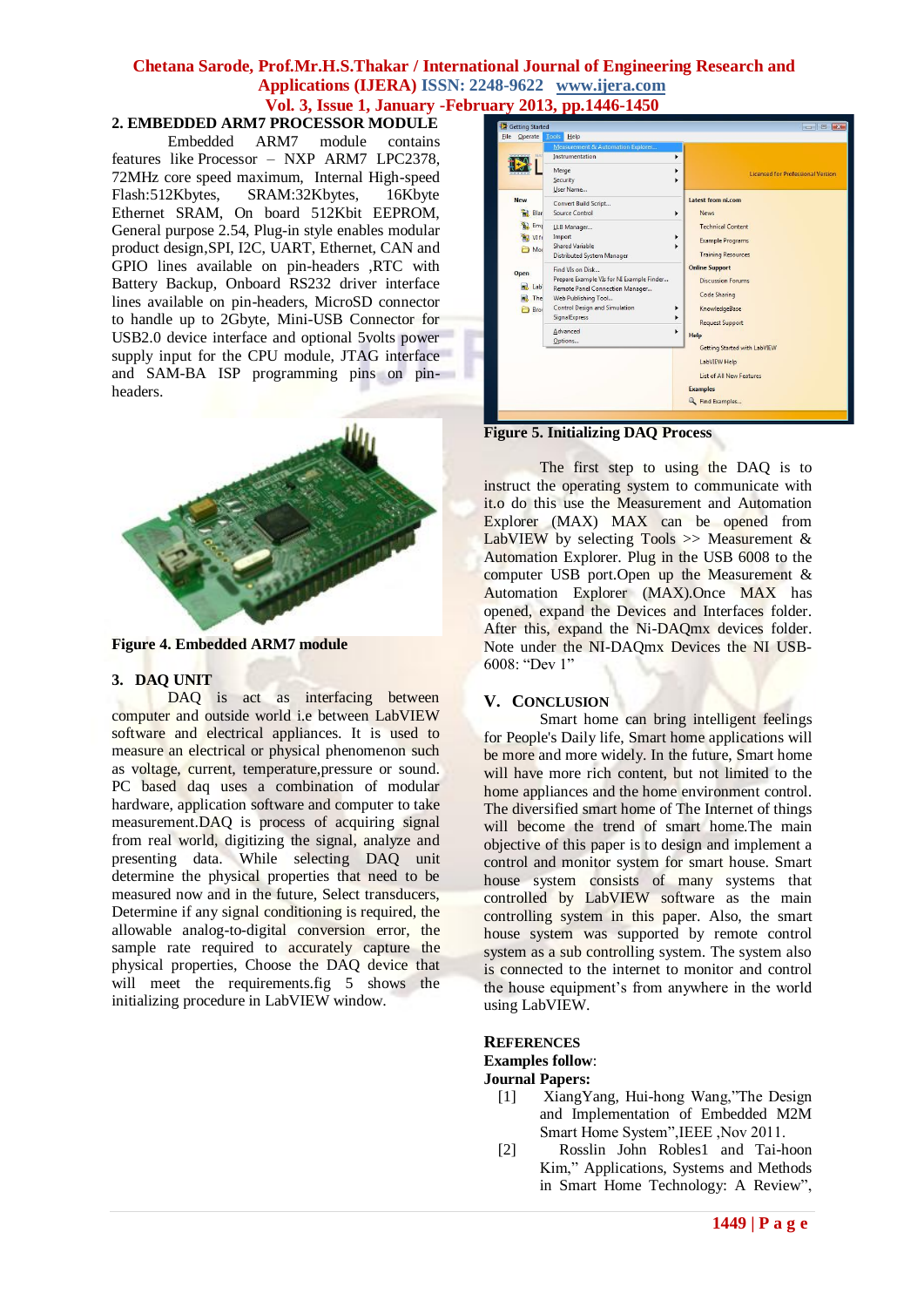## 2. EMBEDDED ARM7 PROCESSOR MODULE

Embedded ARM7 module contains features like Processor – NXP ARM7 LPC2378, 72MHz core speed maximum, Internal High-speed Flash:512Kbytes, SRAM:32Kbytes, 16Kbyte Ethernet SRAM, On board 512Kbit EEPROM, General purpose 2.54, Plug-in style enables modular product design,SPI, I2C, UART, Ethernet, CAN and GPIO lines available on pin-headers ,RTC with Battery Backup, Onboard RS232 driver interface lines available on pin-headers, MicroSD connector to handle up to 2Gbyte, Mini-USB Connector for USB2.0 device interface and optional 5volts power supply input for the CPU module, JTAG interface and SAM-BA ISP programming pins on pin-headers.

**Figure 4. Embedded ARM7 module**

## 3. DAQ UNIT

DAQ is act as interfacing between computer and outside world i.e between LabVIEW software and electrical appliances. It is used to measure an electrical or physical phenomenon such as voltage, current, temperature,pressure or sound. PC based daq uses a combination of modular hardware, application software and computer to take measurement.DAQ is process of acquiring signal from real world, digitizing the signal, analyze and presenting data. While selecting DAQ unit determine the physical properties that need to be measured now and in the future, Select transducers, Determine if any signal conditioning is required, the allowable analog-to-digital conversion error, the sample rate required to accurately capture the physical properties, Choose the DAQ device that will meet the requirements.fig 5 shows the initializing procedure in LabVIEW window.

**Figure 5. Initializing DAQ Process**

The first step to using the DAQ is to instruct the operating system to communicate with it.o do this use the Measurement and Automation Explorer (MAX) MAX can be opened from LabVIEW by selecting Tools >> Measurement & Automation Explorer. Plug in the USB 6008 to the computer USB port.Open up the Measurement & Automation Explorer (MAX).Once MAX has opened, expand the Devices and Interfaces folder. After this, expand the Ni-DAQmx devices folder. Note under the NI-DAQmx Devices the NI USB-6008: "Dev 1"

## V. CONCLUSION

Smart home can bring intelligent feelings for People's Daily life, Smart home applications will be more and more widely. In the future, Smart home will have more rich content, but not limited to the home appliances and the home environment control. The diversified smart home of The Internet of things will become the trend of smart home.The main objective of this paper is to design and implement a control and monitor system for smart house. Smart house system consists of many systems that controlled by LabVIEW software as the main controlling system in this paper. Also, the smart house system was supported by remote control system as a sub controlling system. The system also is connected to the internet to monitor and control the house equipment's from anywhere in the world using LabVIEW.

## REFERENCES

**Examples follow**:

**Journal Papers:**

[1] XiangYang, Hui-hong Wang,"The Design and Implementation of Embedded M2M Smart Home System",IEEE ,Nov 2011.

[2] Rosslin John Robles1 and Tai-hoon Kim," Applications, Systems and Methods in Smart Home Technology: A Review",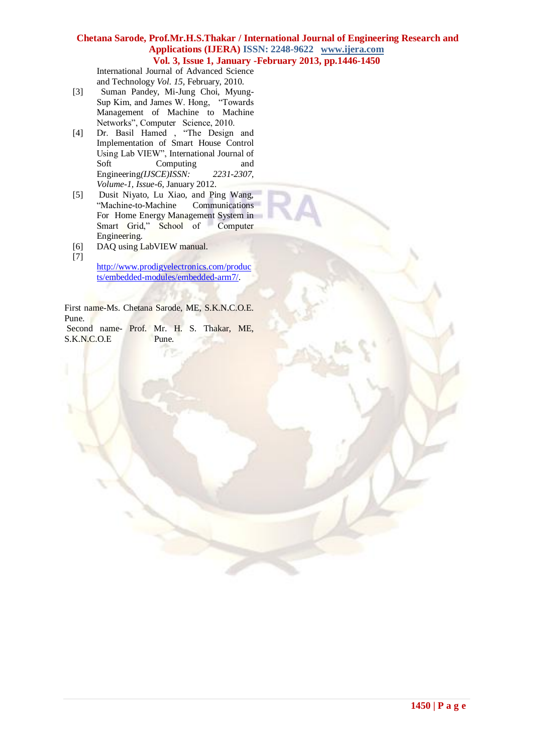International Journal of Advanced Science and Technology *Vol. 15,* February, 2010.

[3] Suman Pandey, Mi-Jung Choi, Myung-Sup Kim, and James W. Hong, "Towards Management of Machine to Machine Networks", Computer Science, 2010.

[4] Dr. Basil Hamed , "The Design and Implementation of Smart House Control Using Lab VIEW", International Journal of Soft Computing and Engineering*(IJSCE)ISSN: 2231-2307, Volume-1, Issue-6,* January 2012.

[5] Dusit Niyato, Lu Xiao, and Ping Wang, "Machine-to-Machine Communications For Home Energy Management System in Smart Grid," School of Computer Engineering.

[6] DAQ using LabVIEW manual.

[7] http://www.prodigyelectronics.com/products/embedded-modules/embedded-arm7/.

First name-Ms. Chetana Sarode, ME, S.K.N.C.O.E. Pune.

Second name- Prof. Mr. H. S. Thakar, ME, S.K.N.C.O.E Pune.